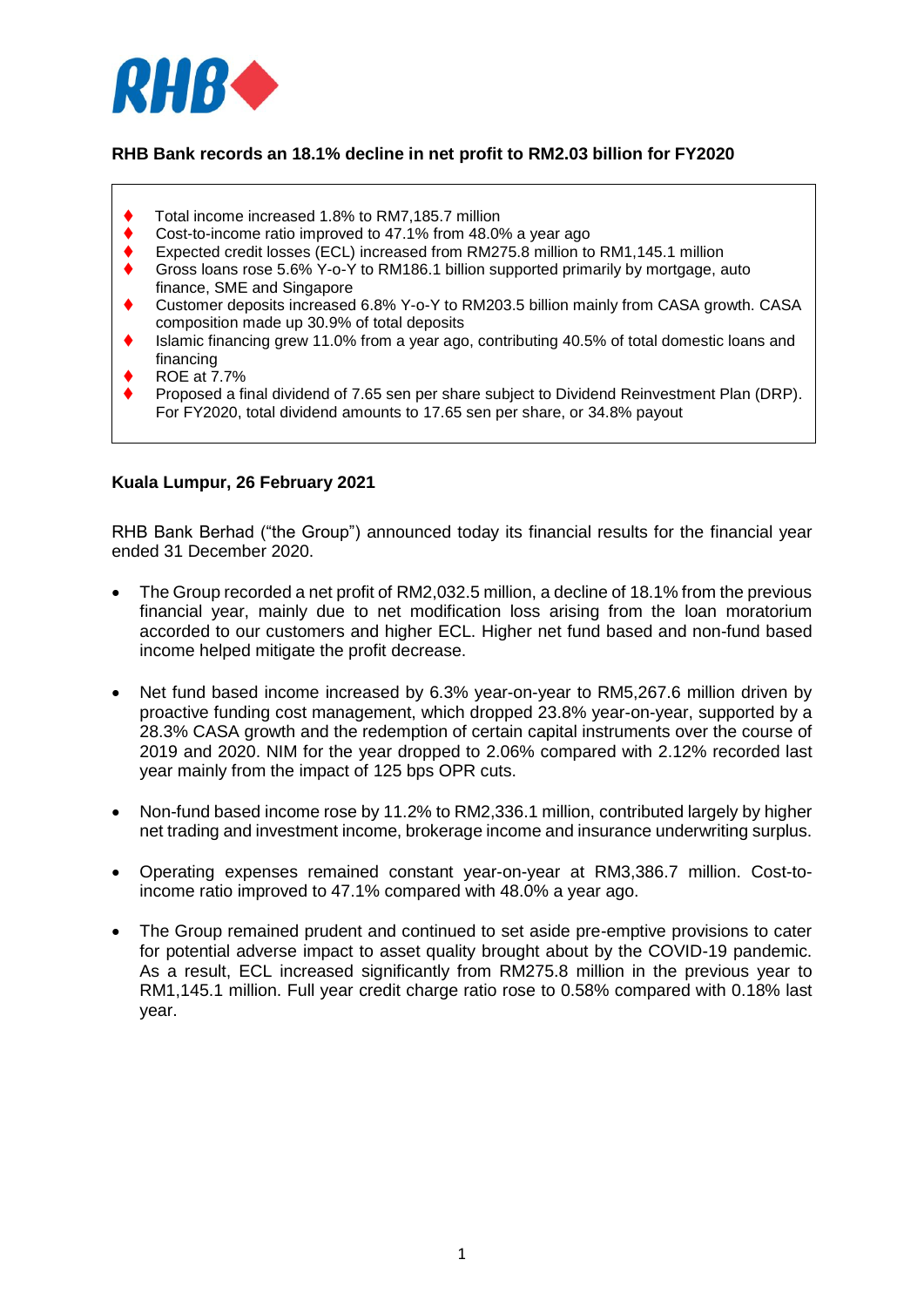**RHB Bank records an 18.1% decline in net profit to RM2.03 billion for FY2020**

- Total income increased 1.8% to RM7,185.7 million
- Cost-to-income ratio improved to 47.1% from 48.0% a year ago
- Expected credit losses (ECL) increased from RM275.8 million to RM1,145.1 million
- Gross loans rose 5.6% Y-o-Y to RM186.1 billion supported primarily by mortgage, auto finance, SME and Singapore
- Customer deposits increased 6.8% Y-o-Y to RM203.5 billion mainly from CASA growth. CASA composition made up 30.9% of total deposits
- Islamic financing grew 11.0% from a year ago, contributing 40.5% of total domestic loans and financing
- ROE at 7.7%
- Proposed a final dividend of 7.65 sen per share subject to Dividend Reinvestment Plan (DRP). For FY2020, total dividend amounts to 17.65 sen per share, or 34.8% payout

**Kuala Lumpur, 26 February 2021**

RHB Bank Berhad ("the Group") announced today its financial results for the financial year ended 31 December 2020.

- The Group recorded a net profit of RM2,032.5 million, a decline of 18.1% from the previous financial year, mainly due to net modification loss arising from the loan moratorium accorded to our customers and higher ECL. Higher net fund based and non-fund based income helped mitigate the profit decrease.

- Net fund based income increased by 6.3% year-on-year to RM5,267.6 million driven by proactive funding cost management, which dropped 23.8% year-on-year, supported by a 28.3% CASA growth and the redemption of certain capital instruments over the course of 2019 and 2020. NIM for the year dropped to 2.06% compared with 2.12% recorded last year mainly from the impact of 125 bps OPR cuts.

- Non-fund based income rose by 11.2% to RM2,336.1 million, contributed largely by higher net trading and investment income, brokerage income and insurance underwriting surplus.

- Operating expenses remained constant year-on-year at RM3,386.7 million. Cost-to-income ratio improved to 47.1% compared with 48.0% a year ago.

- The Group remained prudent and continued to set aside pre-emptive provisions to cater for potential adverse impact to asset quality brought about by the COVID-19 pandemic. As a result, ECL increased significantly from RM275.8 million in the previous year to RM1,145.1 million. Full year credit charge ratio rose to 0.58% compared with 0.18% last year.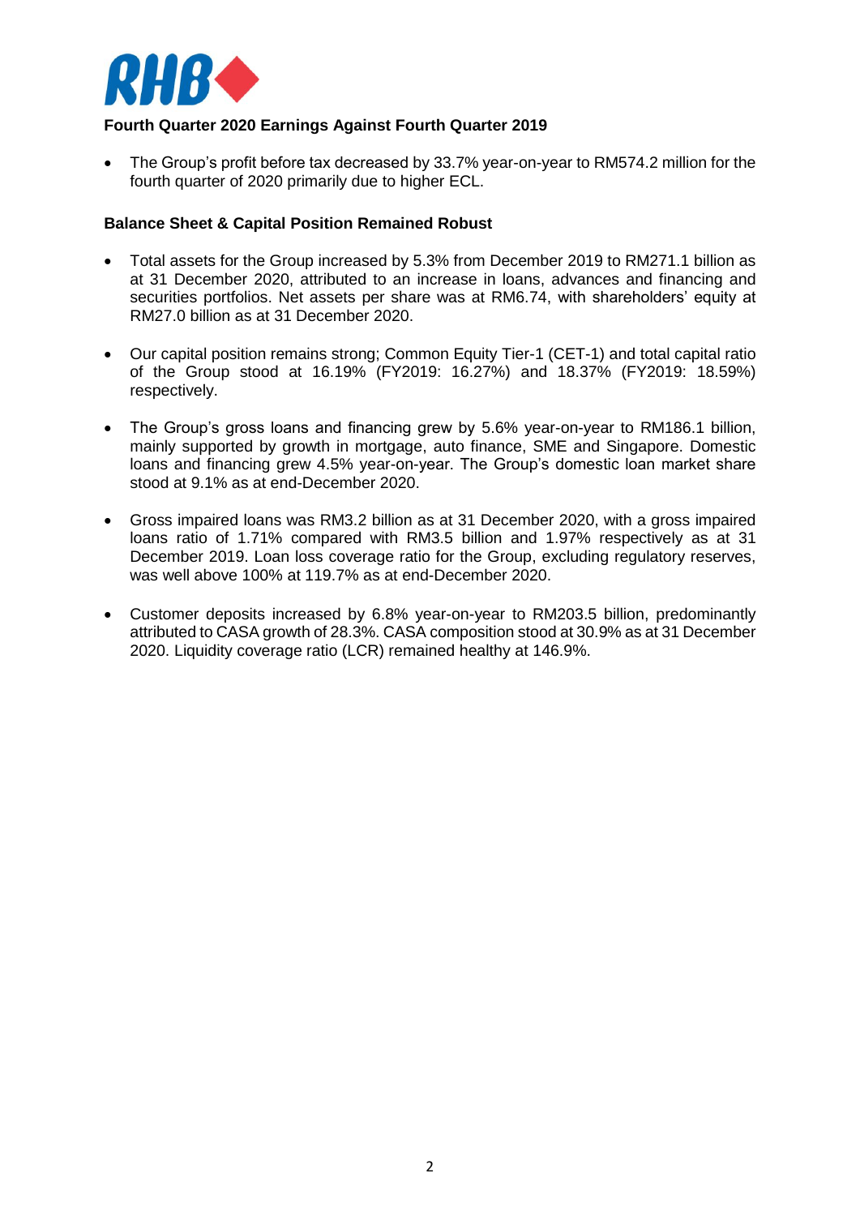**Fourth Quarter 2020 Earnings Against Fourth Quarter 2019**

- The Group's profit before tax decreased by 33.7% year-on-year to RM574.2 million for the fourth quarter of 2020 primarily due to higher ECL.

**Balance Sheet & Capital Position Remained Robust**

- Total assets for the Group increased by 5.3% from December 2019 to RM271.1 billion as at 31 December 2020, attributed to an increase in loans, advances and financing and securities portfolios. Net assets per share was at RM6.74, with shareholders' equity at RM27.0 billion as at 31 December 2020.

- Our capital position remains strong; Common Equity Tier-1 (CET-1) and total capital ratio of the Group stood at 16.19% (FY2019: 16.27%) and 18.37% (FY2019: 18.59%) respectively.

- The Group's gross loans and financing grew by 5.6% year-on-year to RM186.1 billion, mainly supported by growth in mortgage, auto finance, SME and Singapore. Domestic loans and financing grew 4.5% year-on-year. The Group's domestic loan market share stood at 9.1% as at end-December 2020.

- Gross impaired loans was RM3.2 billion as at 31 December 2020, with a gross impaired loans ratio of 1.71% compared with RM3.5 billion and 1.97% respectively as at 31 December 2019. Loan loss coverage ratio for the Group, excluding regulatory reserves, was well above 100% at 119.7% as at end-December 2020.

- Customer deposits increased by 6.8% year-on-year to RM203.5 billion, predominantly attributed to CASA growth of 28.3%. CASA composition stood at 30.9% as at 31 December 2020. Liquidity coverage ratio (LCR) remained healthy at 146.9%.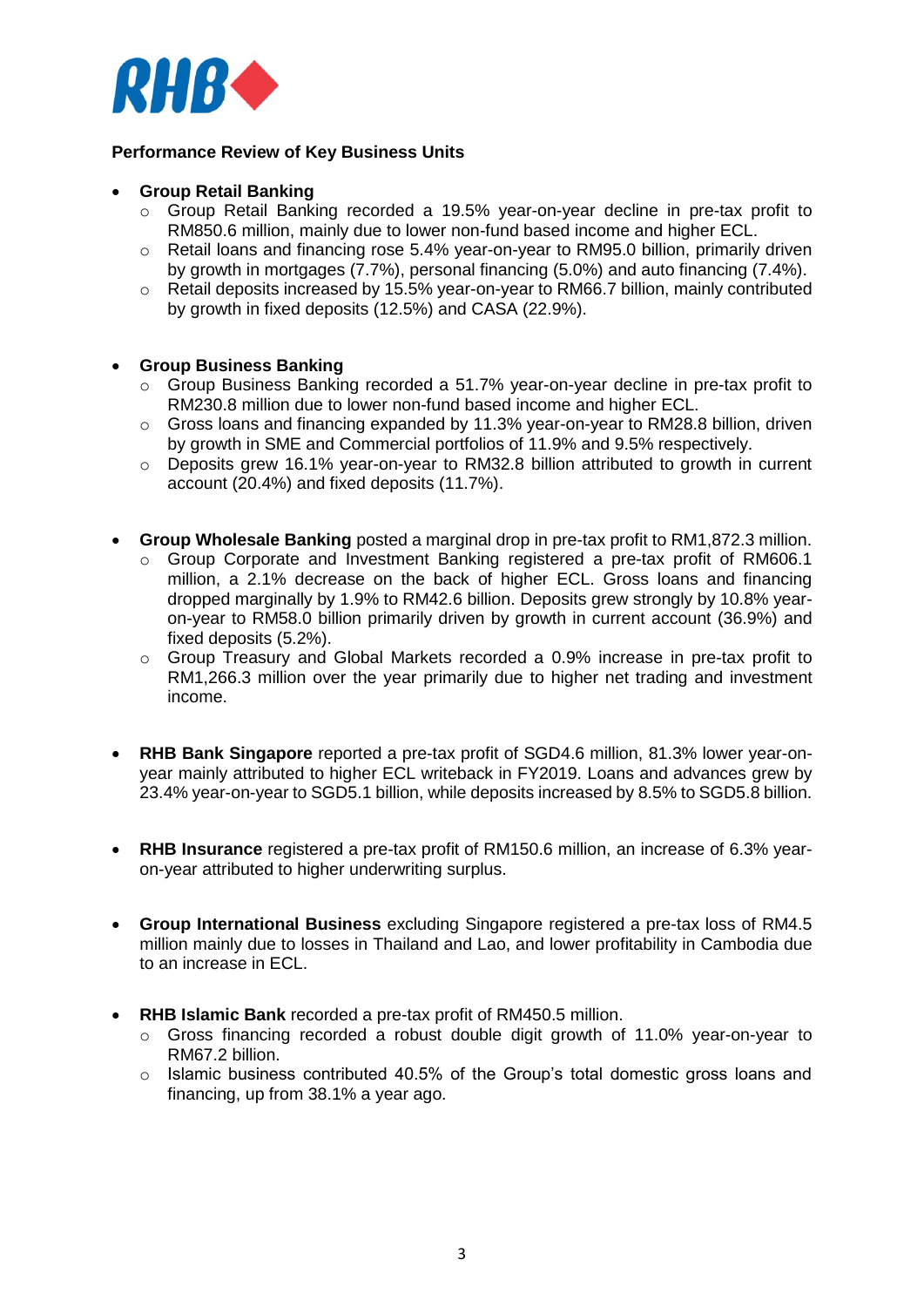**Performance Review of Key Business Units**

- **Group Retail Banking**
  - Group Retail Banking recorded a 19.5% year-on-year decline in pre-tax profit to RM850.6 million, mainly due to lower non-fund based income and higher ECL.
  - Retail loans and financing rose 5.4% year-on-year to RM95.0 billion, primarily driven by growth in mortgages (7.7%), personal financing (5.0%) and auto financing (7.4%).
  - Retail deposits increased by 15.5% year-on-year to RM66.7 billion, mainly contributed by growth in fixed deposits (12.5%) and CASA (22.9%).

- **Group Business Banking**
  - Group Business Banking recorded a 51.7% year-on-year decline in pre-tax profit to RM230.8 million due to lower non-fund based income and higher ECL.
  - Gross loans and financing expanded by 11.3% year-on-year to RM28.8 billion, driven by growth in SME and Commercial portfolios of 11.9% and 9.5% respectively.
  - Deposits grew 16.1% year-on-year to RM32.8 billion attributed to growth in current account (20.4%) and fixed deposits (11.7%).

- **Group Wholesale Banking** posted a marginal drop in pre-tax profit to RM1,872.3 million.
  - Group Corporate and Investment Banking registered a pre-tax profit of RM606.1 million, a 2.1% decrease on the back of higher ECL. Gross loans and financing dropped marginally by 1.9% to RM42.6 billion. Deposits grew strongly by 10.8% year-on-year to RM58.0 billion primarily driven by growth in current account (36.9%) and fixed deposits (5.2%).
  - Group Treasury and Global Markets recorded a 0.9% increase in pre-tax profit to RM1,266.3 million over the year primarily due to higher net trading and investment income.

- **RHB Bank Singapore** reported a pre-tax profit of SGD4.6 million, 81.3% lower year-on-year mainly attributed to higher ECL writeback in FY2019. Loans and advances grew by 23.4% year-on-year to SGD5.1 billion, while deposits increased by 8.5% to SGD5.8 billion.

- **RHB Insurance** registered a pre-tax profit of RM150.6 million, an increase of 6.3% year-on-year attributed to higher underwriting surplus.

- **Group International Business** excluding Singapore registered a pre-tax loss of RM4.5 million mainly due to losses in Thailand and Lao, and lower profitability in Cambodia due to an increase in ECL.

- **RHB Islamic Bank** recorded a pre-tax profit of RM450.5 million.
  - Gross financing recorded a robust double digit growth of 11.0% year-on-year to RM67.2 billion.
  - Islamic business contributed 40.5% of the Group's total domestic gross loans and financing, up from 38.1% a year ago.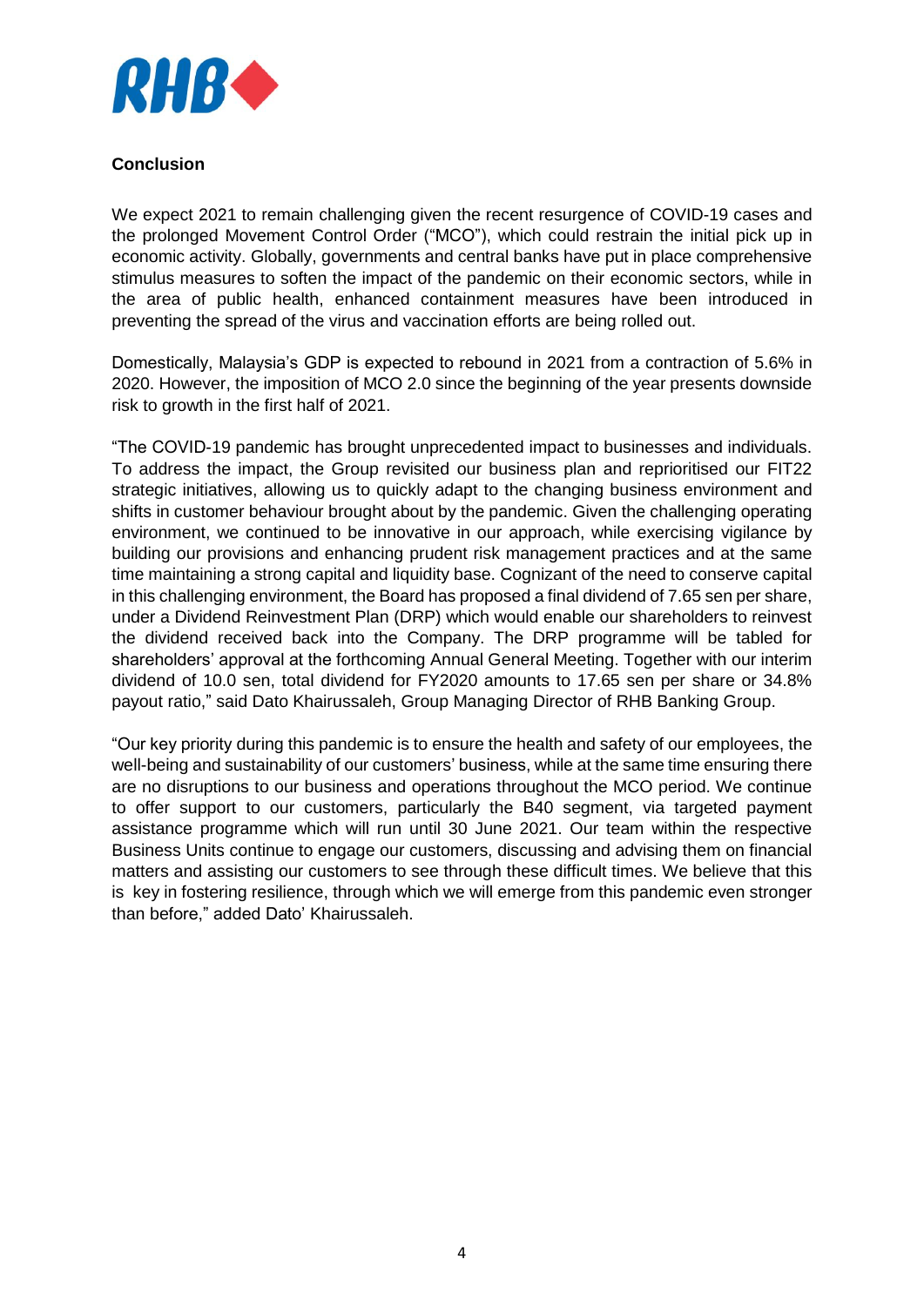**Conclusion**

We expect 2021 to remain challenging given the recent resurgence of COVID-19 cases and the prolonged Movement Control Order ("MCO"), which could restrain the initial pick up in economic activity. Globally, governments and central banks have put in place comprehensive stimulus measures to soften the impact of the pandemic on their economic sectors, while in the area of public health, enhanced containment measures have been introduced in preventing the spread of the virus and vaccination efforts are being rolled out.

Domestically, Malaysia's GDP is expected to rebound in 2021 from a contraction of 5.6% in 2020. However, the imposition of MCO 2.0 since the beginning of the year presents downside risk to growth in the first half of 2021.

"The COVID-19 pandemic has brought unprecedented impact to businesses and individuals. To address the impact, the Group revisited our business plan and reprioritised our FIT22 strategic initiatives, allowing us to quickly adapt to the changing business environment and shifts in customer behaviour brought about by the pandemic. Given the challenging operating environment, we continued to be innovative in our approach, while exercising vigilance by building our provisions and enhancing prudent risk management practices and at the same time maintaining a strong capital and liquidity base. Cognizant of the need to conserve capital in this challenging environment, the Board has proposed a final dividend of 7.65 sen per share, under a Dividend Reinvestment Plan (DRP) which would enable our shareholders to reinvest the dividend received back into the Company. The DRP programme will be tabled for shareholders' approval at the forthcoming Annual General Meeting. Together with our interim dividend of 10.0 sen, total dividend for FY2020 amounts to 17.65 sen per share or 34.8% payout ratio," said Dato Khairussaleh, Group Managing Director of RHB Banking Group.

"Our key priority during this pandemic is to ensure the health and safety of our employees, the well-being and sustainability of our customers' business, while at the same time ensuring there are no disruptions to our business and operations throughout the MCO period. We continue to offer support to our customers, particularly the B40 segment, via targeted payment assistance programme which will run until 30 June 2021. Our team within the respective Business Units continue to engage our customers, discussing and advising them on financial matters and assisting our customers to see through these difficult times. We believe that this is key in fostering resilience, through which we will emerge from this pandemic even stronger than before," added Dato' Khairussaleh.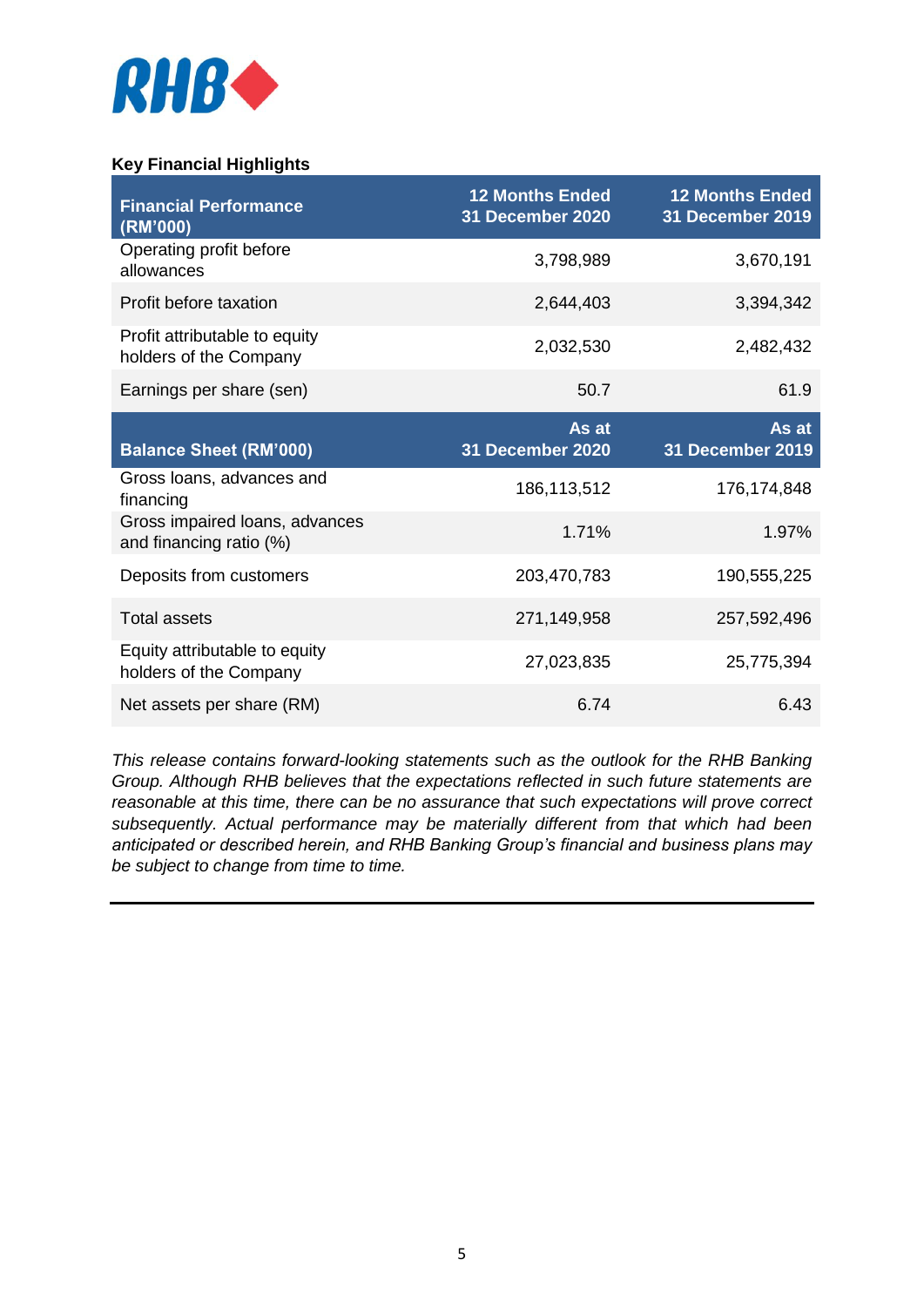**Key Financial Highlights**

| Financial Performance (RM'000) | 12 Months Ended 31 December 2020 | 12 Months Ended 31 December 2019 |
|---|---|---|
| Operating profit before allowances | 3,798,989 | 3,670,191 |
| Profit before taxation | 2,644,403 | 3,394,342 |
| Profit attributable to equity holders of the Company | 2,032,530 | 2,482,432 |
| Earnings per share (sen) | 50.7 | 61.9 |
| **Balance Sheet (RM'000)** | **As at 31 December 2020** | **As at 31 December 2019** |
| Gross loans, advances and financing | 186,113,512 | 176,174,848 |
| Gross impaired loans, advances and financing ratio (%) | 1.71% | 1.97% |
| Deposits from customers | 203,470,783 | 190,555,225 |
| Total assets | 271,149,958 | 257,592,496 |
| Equity attributable to equity holders of the Company | 27,023,835 | 25,775,394 |
| Net assets per share (RM) | 6.74 | 6.43 |

*This release contains forward-looking statements such as the outlook for the RHB Banking Group. Although RHB believes that the expectations reflected in such future statements are reasonable at this time, there can be no assurance that such expectations will prove correct subsequently. Actual performance may be materially different from that which had been anticipated or described herein, and RHB Banking Group's financial and business plans may be subject to change from time to time.*

---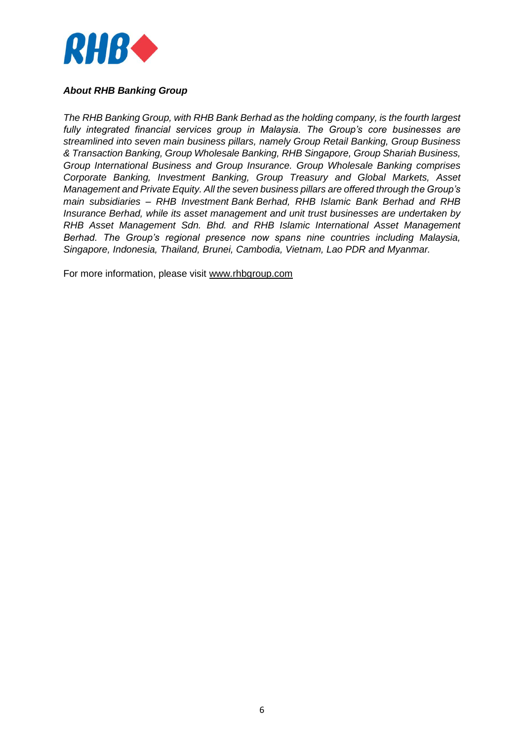***About RHB Banking Group***

*The RHB Banking Group, with RHB Bank Berhad as the holding company, is the fourth largest fully integrated financial services group in Malaysia. The Group's core businesses are streamlined into seven main business pillars, namely Group Retail Banking, Group Business & Transaction Banking, Group Wholesale Banking, RHB Singapore, Group Shariah Business, Group International Business and Group Insurance. Group Wholesale Banking comprises Corporate Banking, Investment Banking, Group Treasury and Global Markets, Asset Management and Private Equity. All the seven business pillars are offered through the Group's main subsidiaries – RHB Investment Bank Berhad, RHB Islamic Bank Berhad and RHB Insurance Berhad, while its asset management and unit trust businesses are undertaken by RHB Asset Management Sdn. Bhd. and RHB Islamic International Asset Management Berhad. The Group's regional presence now spans nine countries including Malaysia, Singapore, Indonesia, Thailand, Brunei, Cambodia, Vietnam, Lao PDR and Myanmar.*

For more information, please visit www.rhbgroup.com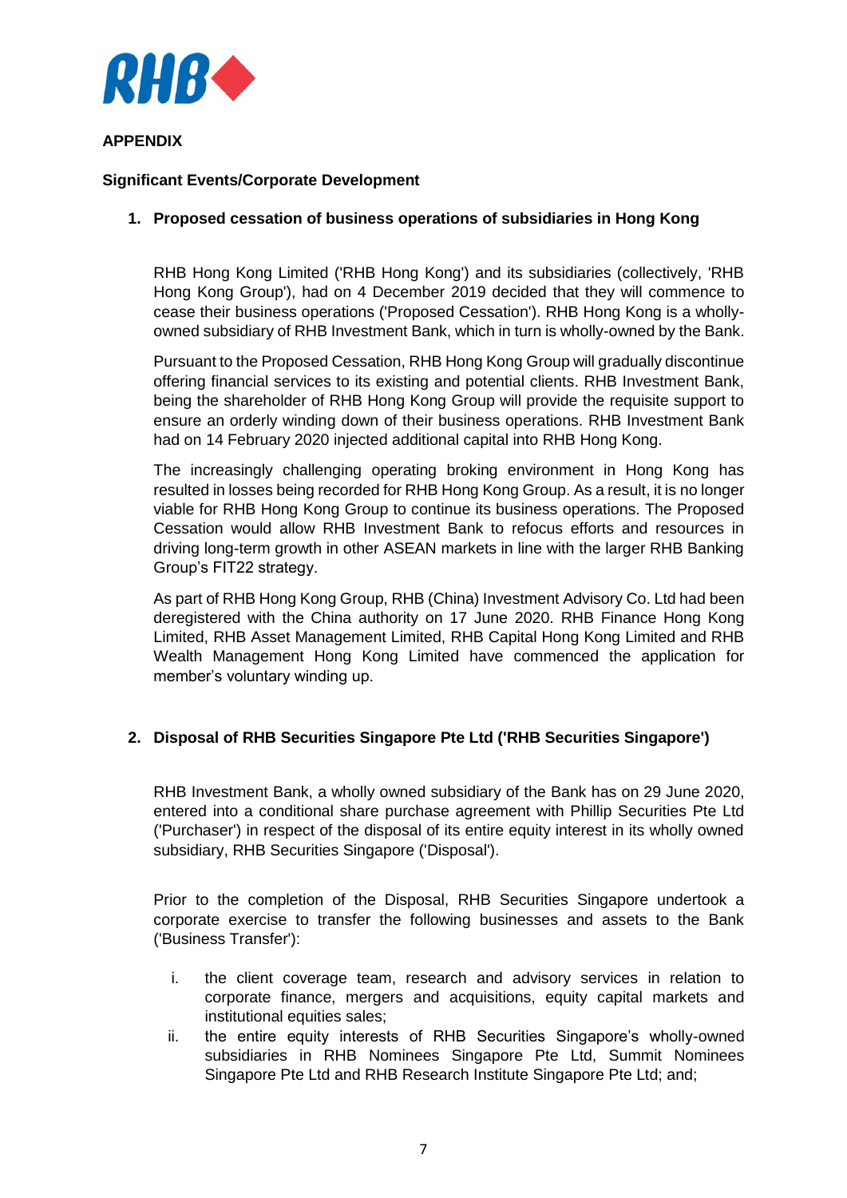## APPENDIX

### Significant Events/Corporate Development

#### 1. Proposed cessation of business operations of subsidiaries in Hong Kong

RHB Hong Kong Limited ('RHB Hong Kong') and its subsidiaries (collectively, 'RHB Hong Kong Group'), had on 4 December 2019 decided that they will commence to cease their business operations ('Proposed Cessation'). RHB Hong Kong is a wholly-owned subsidiary of RHB Investment Bank, which in turn is wholly-owned by the Bank.

Pursuant to the Proposed Cessation, RHB Hong Kong Group will gradually discontinue offering financial services to its existing and potential clients. RHB Investment Bank, being the shareholder of RHB Hong Kong Group will provide the requisite support to ensure an orderly winding down of their business operations. RHB Investment Bank had on 14 February 2020 injected additional capital into RHB Hong Kong.

The increasingly challenging operating broking environment in Hong Kong has resulted in losses being recorded for RHB Hong Kong Group. As a result, it is no longer viable for RHB Hong Kong Group to continue its business operations. The Proposed Cessation would allow RHB Investment Bank to refocus efforts and resources in driving long-term growth in other ASEAN markets in line with the larger RHB Banking Group's FIT22 strategy.

As part of RHB Hong Kong Group, RHB (China) Investment Advisory Co. Ltd had been deregistered with the China authority on 17 June 2020. RHB Finance Hong Kong Limited, RHB Asset Management Limited, RHB Capital Hong Kong Limited and RHB Wealth Management Hong Kong Limited have commenced the application for member's voluntary winding up.

#### 2. Disposal of RHB Securities Singapore Pte Ltd ('RHB Securities Singapore')

RHB Investment Bank, a wholly owned subsidiary of the Bank has on 29 June 2020, entered into a conditional share purchase agreement with Phillip Securities Pte Ltd ('Purchaser') in respect of the disposal of its entire equity interest in its wholly owned subsidiary, RHB Securities Singapore ('Disposal').

Prior to the completion of the Disposal, RHB Securities Singapore undertook a corporate exercise to transfer the following businesses and assets to the Bank ('Business Transfer'):

i. the client coverage team, research and advisory services in relation to corporate finance, mergers and acquisitions, equity capital markets and institutional equities sales;

ii. the entire equity interests of RHB Securities Singapore's wholly-owned subsidiaries in RHB Nominees Singapore Pte Ltd, Summit Nominees Singapore Pte Ltd and RHB Research Institute Singapore Pte Ltd; and;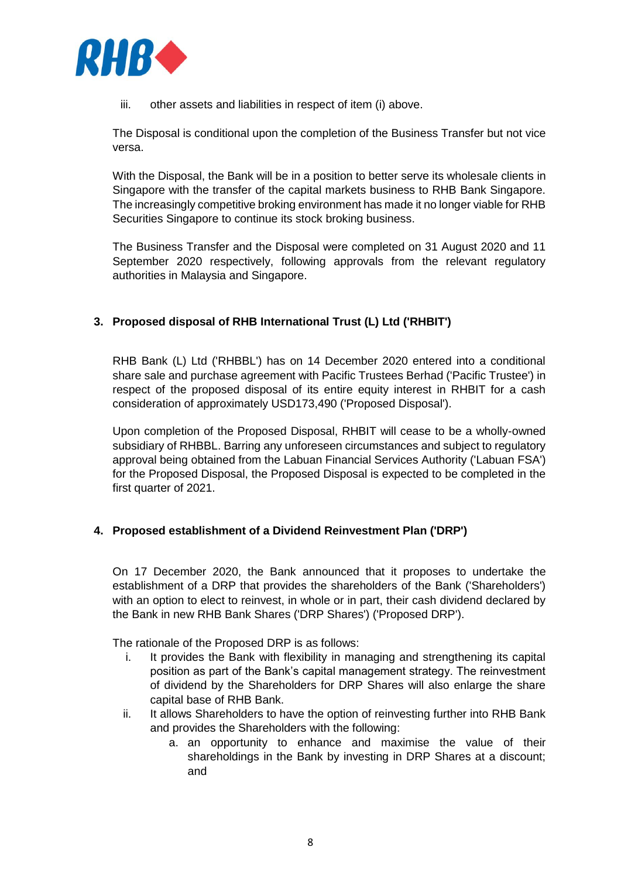iii. other assets and liabilities in respect of item (i) above.

The Disposal is conditional upon the completion of the Business Transfer but not vice versa.

With the Disposal, the Bank will be in a position to better serve its wholesale clients in Singapore with the transfer of the capital markets business to RHB Bank Singapore. The increasingly competitive broking environment has made it no longer viable for RHB Securities Singapore to continue its stock broking business.

The Business Transfer and the Disposal were completed on 31 August 2020 and 11 September 2020 respectively, following approvals from the relevant regulatory authorities in Malaysia and Singapore.

### 3. Proposed disposal of RHB International Trust (L) Ltd ('RHBIT')

RHB Bank (L) Ltd ('RHBBL') has on 14 December 2020 entered into a conditional share sale and purchase agreement with Pacific Trustees Berhad ('Pacific Trustee') in respect of the proposed disposal of its entire equity interest in RHBIT for a cash consideration of approximately USD173,490 ('Proposed Disposal').

Upon completion of the Proposed Disposal, RHBIT will cease to be a wholly-owned subsidiary of RHBBL. Barring any unforeseen circumstances and subject to regulatory approval being obtained from the Labuan Financial Services Authority ('Labuan FSA') for the Proposed Disposal, the Proposed Disposal is expected to be completed in the first quarter of 2021.

### 4. Proposed establishment of a Dividend Reinvestment Plan ('DRP')

On 17 December 2020, the Bank announced that it proposes to undertake the establishment of a DRP that provides the shareholders of the Bank ('Shareholders') with an option to elect to reinvest, in whole or in part, their cash dividend declared by the Bank in new RHB Bank Shares ('DRP Shares') ('Proposed DRP').

The rationale of the Proposed DRP is as follows:

i. It provides the Bank with flexibility in managing and strengthening its capital position as part of the Bank's capital management strategy. The reinvestment of dividend by the Shareholders for DRP Shares will also enlarge the share capital base of RHB Bank.
ii. It allows Shareholders to have the option of reinvesting further into RHB Bank and provides the Shareholders with the following:
    a. an opportunity to enhance and maximise the value of their shareholdings in the Bank by investing in DRP Shares at a discount; and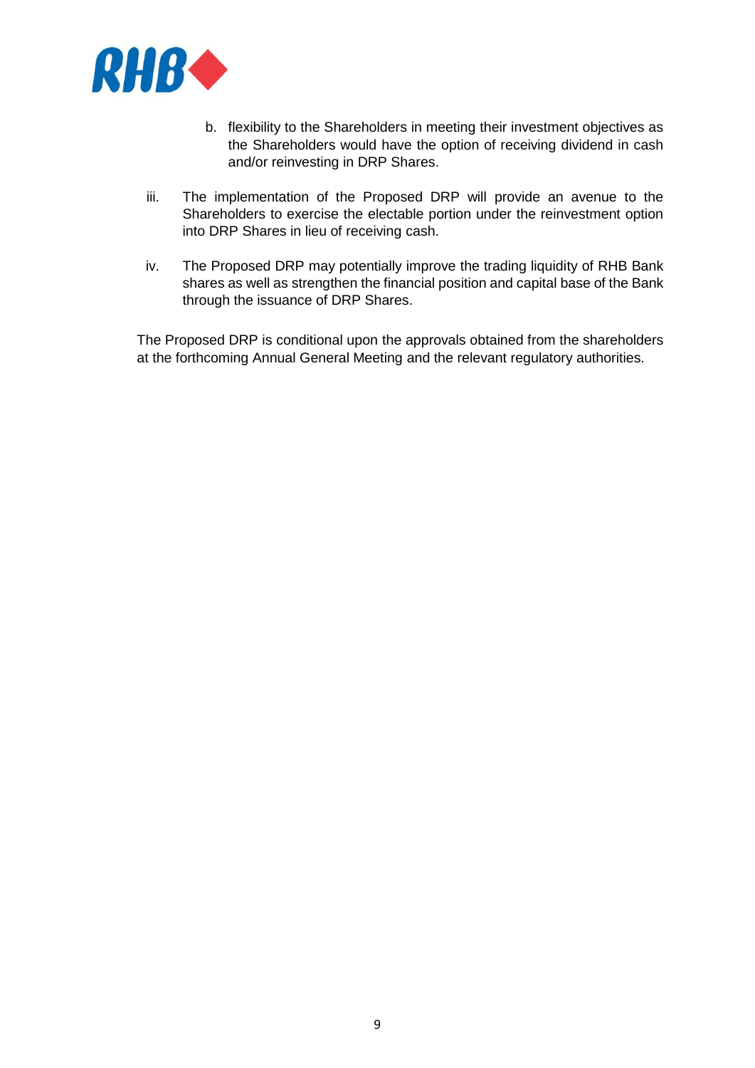b. flexibility to the Shareholders in meeting their investment objectives as the Shareholders would have the option of receiving dividend in cash and/or reinvesting in DRP Shares.

iii. The implementation of the Proposed DRP will provide an avenue to the Shareholders to exercise the electable portion under the reinvestment option into DRP Shares in lieu of receiving cash.

iv. The Proposed DRP may potentially improve the trading liquidity of RHB Bank shares as well as strengthen the financial position and capital base of the Bank through the issuance of DRP Shares.

The Proposed DRP is conditional upon the approvals obtained from the shareholders at the forthcoming Annual General Meeting and the relevant regulatory authorities.